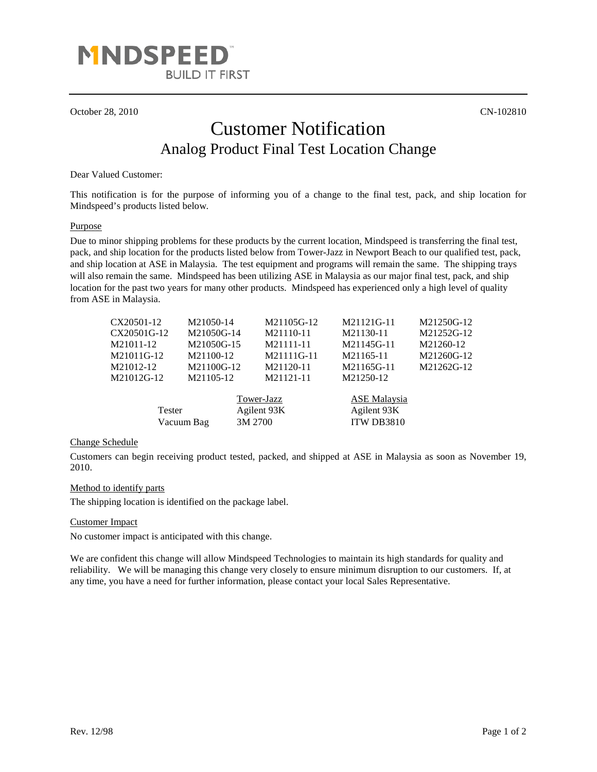MINDSPEED
BUILD IT FIRST

October 28, 2010 CN-102810

# Customer Notification

## Analog Product Final Test Location Change

Dear Valued Customer:

This notification is for the purpose of informing you of a change to the final test, pack, and ship location for Mindspeed's products listed below.

### Purpose

Due to minor shipping problems for these products by the current location, Mindspeed is transferring the final test, pack, and ship location for the products listed below from Tower-Jazz in Newport Beach to our qualified test, pack, and ship location at ASE in Malaysia. The test equipment and programs will remain the same. The shipping trays will also remain the same. Mindspeed has been utilizing ASE in Malaysia as our major final test, pack, and ship location for the past two years for many other products. Mindspeed has experienced only a high level of quality from ASE in Malaysia.

| | | | | |
|---|---|---|---|---|
| CX20501-12 | M21050-14 | M21105G-12 | M21121G-11 | M21250G-12 |
| CX20501G-12 | M21050G-14 | M21110-11 | M21130-11 | M21252G-12 |
| M21011-12 | M21050G-15 | M21111-11 | M21145G-11 | M21260-12 |
| M21011G-12 | M21100-12 | M21111G-11 | M21165-11 | M21260G-12 |
| M21012-12 | M21100G-12 | M21120-11 | M21165G-11 | M21262G-12 |
| M21012G-12 | M21105-12 | M21121-11 | M21250-12 | |

| | Tower-Jazz | ASE Malaysia |
|---|---|---|
| Tester | Agilent 93K | Agilent 93K |
| Vacuum Bag | 3M 2700 | ITW DB3810 |

### Change Schedule

Customers can begin receiving product tested, packed, and shipped at ASE in Malaysia as soon as November 19, 2010.

### Method to identify parts

The shipping location is identified on the package label.

### Customer Impact

No customer impact is anticipated with this change.

We are confident this change will allow Mindspeed Technologies to maintain its high standards for quality and reliability. We will be managing this change very closely to ensure minimum disruption to our customers. If, at any time, you have a need for further information, please contact your local Sales Representative.

Rev. 12/98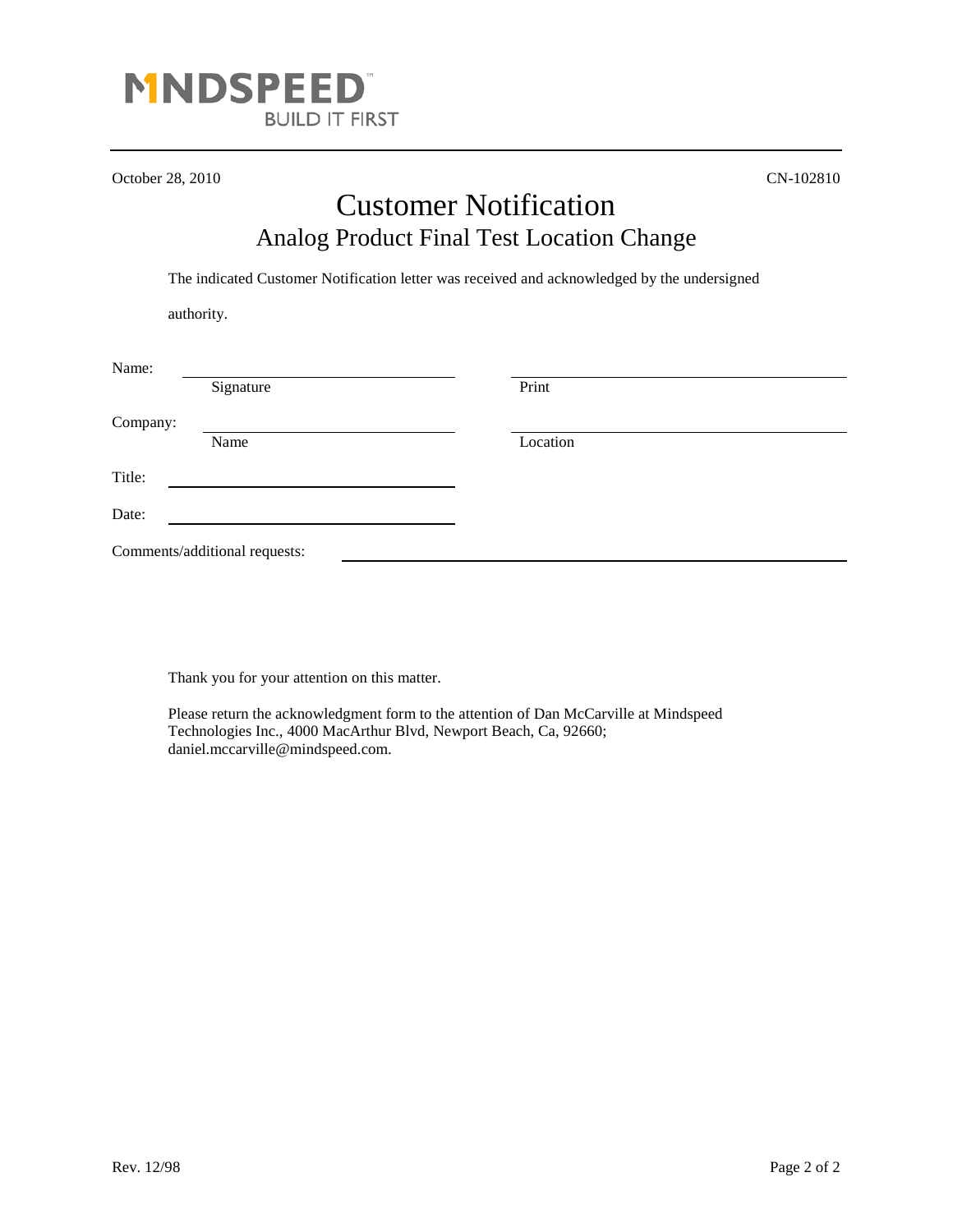MINDSPEED
BUILD IT FIRST

October 28, 2010 CN-102810

# Customer Notification

## Analog Product Final Test Location Change

The indicated Customer Notification letter was received and acknowledged by the undersigned authority.

Name: ______________________________ ______________________________
Signature Print

Company: ______________________________ ______________________________
Name Location

Title: ______________________________

Date: ______________________________

Comments/additional requests: ______________________________

Thank you for your attention on this matter.

Please return the acknowledgment form to the attention of Dan McCarville at Mindspeed Technologies Inc., 4000 MacArthur Blvd, Newport Beach, Ca, 92660; daniel.mccarville@mindspeed.com.

Rev. 12/98